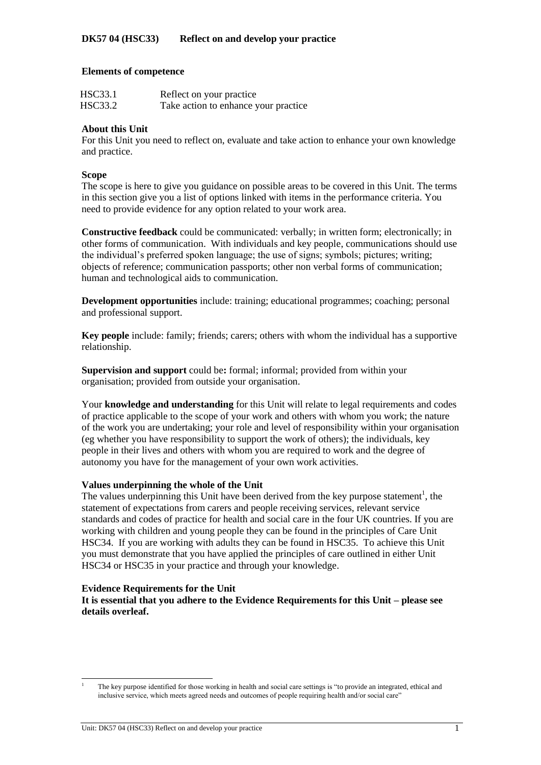# DK57 04 (HSC33) Reflect on and develop your practice

## Elements of competence

| | |
|---|---|
| HSC33.1 | Reflect on your practice |
| HSC33.2 | Take action to enhance your practice |

**About this Unit**

For this Unit you need to reflect on, evaluate and take action to enhance your own knowledge and practice.

**Scope**

The scope is here to give you guidance on possible areas to be covered in this Unit. The terms in this section give you a list of options linked with items in the performance criteria. You need to provide evidence for any option related to your work area.

**Constructive feedback** could be communicated: verbally; in written form; electronically; in other forms of communication. With individuals and key people, communications should use the individual's preferred spoken language; the use of signs; symbols; pictures; writing; objects of reference; communication passports; other non verbal forms of communication; human and technological aids to communication.

**Development opportunities** include: training; educational programmes; coaching; personal and professional support.

**Key people** include: family; friends; carers; others with whom the individual has a supportive relationship.

**Supervision and support** could be**:** formal; informal; provided from within your organisation; provided from outside your organisation.

Your **knowledge and understanding** for this Unit will relate to legal requirements and codes of practice applicable to the scope of your work and others with whom you work; the nature of the work you are undertaking; your role and level of responsibility within your organisation (eg whether you have responsibility to support the work of others); the individuals, key people in their lives and others with whom you are required to work and the degree of autonomy you have for the management of your own work activities.

**Values underpinning the whole of the Unit**

The values underpinning this Unit have been derived from the key purpose statement[1], the statement of expectations from carers and people receiving services, relevant service standards and codes of practice for health and social care in the four UK countries. If you are working with children and young people they can be found in the principles of Care Unit HSC34. If you are working with adults they can be found in HSC35. To achieve this Unit you must demonstrate that you have applied the principles of care outlined in either Unit HSC34 or HSC35 in your practice and through your knowledge.

**Evidence Requirements for the Unit**

**It is essential that you adhere to the Evidence Requirements for this Unit – please see details overleaf.**

---

[1] The key purpose identified for those working in health and social care settings is "to provide an integrated, ethical and inclusive service, which meets agreed needs and outcomes of people requiring health and/or social care"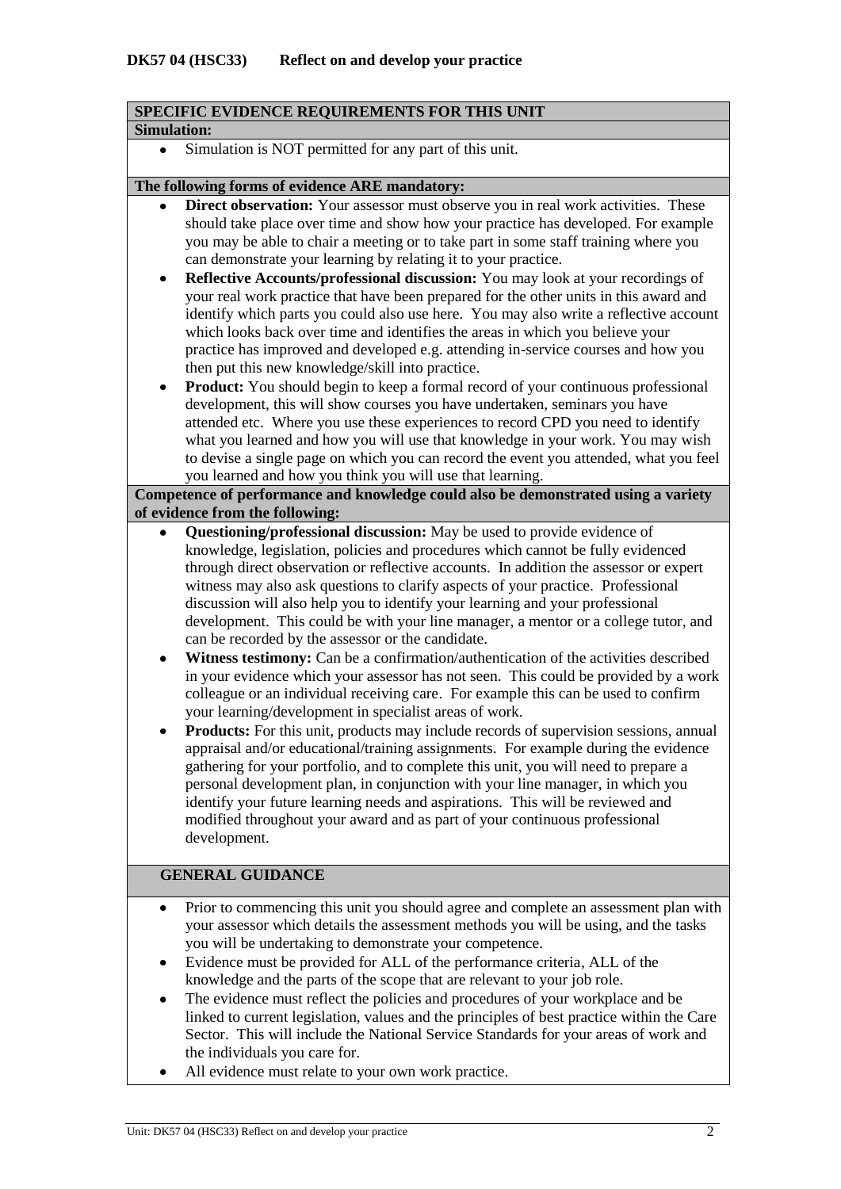**DK57 04 (HSC33) Reflect on and develop your practice**

**SPECIFIC EVIDENCE REQUIREMENTS FOR THIS UNIT**

**Simulation:**

- Simulation is NOT permitted for any part of this unit.

**The following forms of evidence ARE mandatory:**

- **Direct observation:** Your assessor must observe you in real work activities. These should take place over time and show how your practice has developed. For example you may be able to chair a meeting or to take part in some staff training where you can demonstrate your learning by relating it to your practice.
- **Reflective Accounts/professional discussion:** You may look at your recordings of your real work practice that have been prepared for the other units in this award and identify which parts you could also use here. You may also write a reflective account which looks back over time and identifies the areas in which you believe your practice has improved and developed e.g. attending in-service courses and how you then put this new knowledge/skill into practice.
- **Product:** You should begin to keep a formal record of your continuous professional development, this will show courses you have undertaken, seminars you have attended etc. Where you use these experiences to record CPD you need to identify what you learned and how you will use that knowledge in your work. You may wish to devise a single page on which you can record the event you attended, what you feel you learned and how you think you will use that learning.

**Competence of performance and knowledge could also be demonstrated using a variety of evidence from the following:**

- **Questioning/professional discussion:** May be used to provide evidence of knowledge, legislation, policies and procedures which cannot be fully evidenced through direct observation or reflective accounts. In addition the assessor or expert witness may also ask questions to clarify aspects of your practice. Professional discussion will also help you to identify your learning and your professional development. This could be with your line manager, a mentor or a college tutor, and can be recorded by the assessor or the candidate.
- **Witness testimony:** Can be a confirmation/authentication of the activities described in your evidence which your assessor has not seen. This could be provided by a work colleague or an individual receiving care. For example this can be used to confirm your learning/development in specialist areas of work.
- **Products:** For this unit, products may include records of supervision sessions, annual appraisal and/or educational/training assignments. For example during the evidence gathering for your portfolio, and to complete this unit, you will need to prepare a personal development plan, in conjunction with your line manager, in which you identify your future learning needs and aspirations. This will be reviewed and modified throughout your award and as part of your continuous professional development.

**GENERAL GUIDANCE**

- Prior to commencing this unit you should agree and complete an assessment plan with your assessor which details the assessment methods you will be using, and the tasks you will be undertaking to demonstrate your competence.
- Evidence must be provided for ALL of the performance criteria, ALL of the knowledge and the parts of the scope that are relevant to your job role.
- The evidence must reflect the policies and procedures of your workplace and be linked to current legislation, values and the principles of best practice within the Care Sector. This will include the National Service Standards for your areas of work and the individuals you care for.
- All evidence must relate to your own work practice.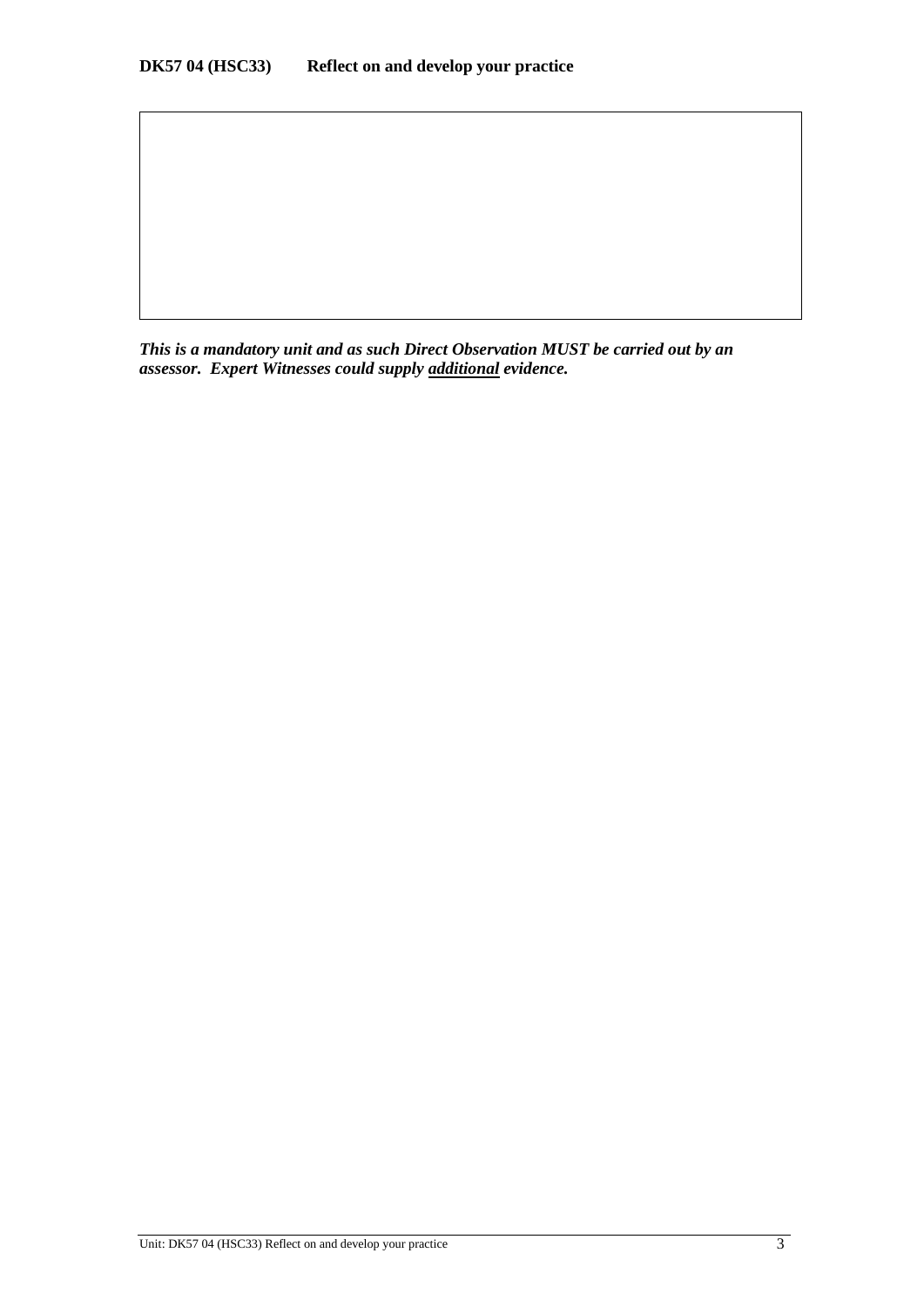**DK57 04 (HSC33) Reflect on and develop your practice**

|  |
|---|
|  |

***This is a mandatory unit and as such Direct Observation MUST be carried out by an assessor. Expert Witnesses could supply <u>additional</u> evidence.***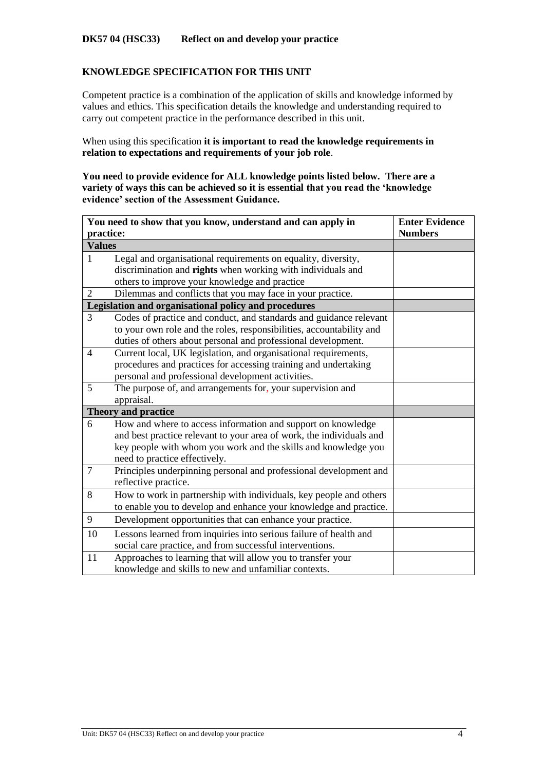**DK57 04 (HSC33) Reflect on and develop your practice**

**KNOWLEDGE SPECIFICATION FOR THIS UNIT**

Competent practice is a combination of the application of skills and knowledge informed by values and ethics. This specification details the knowledge and understanding required to carry out competent practice in the performance described in this unit.

When using this specification **it is important to read the knowledge requirements in relation to expectations and requirements of your job role**.

**You need to provide evidence for ALL knowledge points listed below. There are a variety of ways this can be achieved so it is essential that you read the 'knowledge evidence' section of the Assessment Guidance.**

| | **You need to show that you know, understand and can apply in practice:** | **Enter Evidence Numbers** |
|---|---|---|
| **Values** | | |
| 1 | Legal and organisational requirements on equality, diversity, discrimination and **rights** when working with individuals and others to improve your knowledge and practice | |
| 2 | Dilemmas and conflicts that you may face in your practice. | |
| **Legislation and organisational policy and procedures** | | |
| 3 | Codes of practice and conduct, and standards and guidance relevant to your own role and the roles, responsibilities, accountability and duties of others about personal and professional development. | |
| 4 | Current local, UK legislation, and organisational requirements, procedures and practices for accessing training and undertaking personal and professional development activities. | |
| 5 | The purpose of, and arrangements for, your supervision and appraisal. | |
| **Theory and practice** | | |
| 6 | How and where to access information and support on knowledge and best practice relevant to your area of work, the individuals and key people with whom you work and the skills and knowledge you need to practice effectively. | |
| 7 | Principles underpinning personal and professional development and reflective practice. | |
| 8 | How to work in partnership with individuals, key people and others to enable you to develop and enhance your knowledge and practice. | |
| 9 | Development opportunities that can enhance your practice. | |
| 10 | Lessons learned from inquiries into serious failure of health and social care practice, and from successful interventions. | |
| 11 | Approaches to learning that will allow you to transfer your knowledge and skills to new and unfamiliar contexts. | |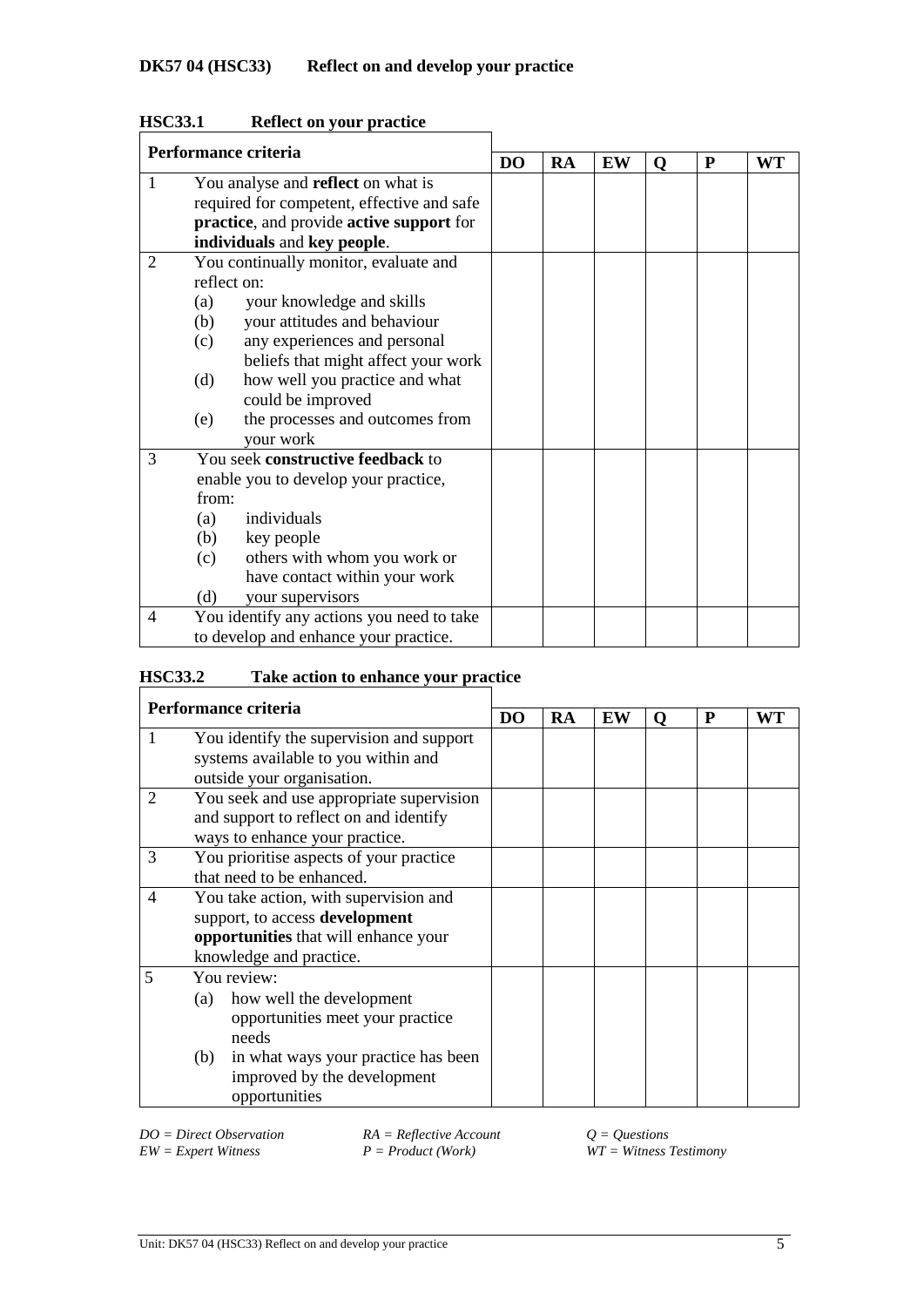## DK57 04 (HSC33) Reflect on and develop your practice

### HSC33.1 Reflect on your practice

| Performance criteria | | DO | RA | EW | Q | P | WT |
|---|---|---|---|---|---|---|---|
| 1 | You analyse and **reflect** on what is required for competent, effective and safe **practice**, and provide **active support** for **individuals** and **key people**. | | | | | | |
| 2 | You continually monitor, evaluate and reflect on:<br>(a) your knowledge and skills<br>(b) your attitudes and behaviour<br>(c) any experiences and personal beliefs that might affect your work<br>(d) how well you practice and what could be improved<br>(e) the processes and outcomes from your work | | | | | | |
| 3 | You seek **constructive feedback** to enable you to develop your practice, from:<br>(a) individuals<br>(b) key people<br>(c) others with whom you work or have contact within your work<br>(d) your supervisors | | | | | | |
| 4 | You identify any actions you need to take to develop and enhance your practice. | | | | | | |

### HSC33.2 Take action to enhance your practice

| Performance criteria | | DO | RA | EW | Q | P | WT |
|---|---|---|---|---|---|---|---|
| 1 | You identify the supervision and support systems available to you within and outside your organisation. | | | | | | |
| 2 | You seek and use appropriate supervision and support to reflect on and identify ways to enhance your practice. | | | | | | |
| 3 | You prioritise aspects of your practice that need to be enhanced. | | | | | | |
| 4 | You take action, with supervision and support, to access **development opportunities** that will enhance your knowledge and practice. | | | | | | |
| 5 | You review:<br>(a) how well the development opportunities meet your practice needs<br>(b) in what ways your practice has been improved by the development opportunities | | | | | | |

*DO = Direct Observation* *RA = Reflective Account* *Q = Questions*
*EW = Expert Witness* *P = Product (Work)* *WT = Witness Testimony*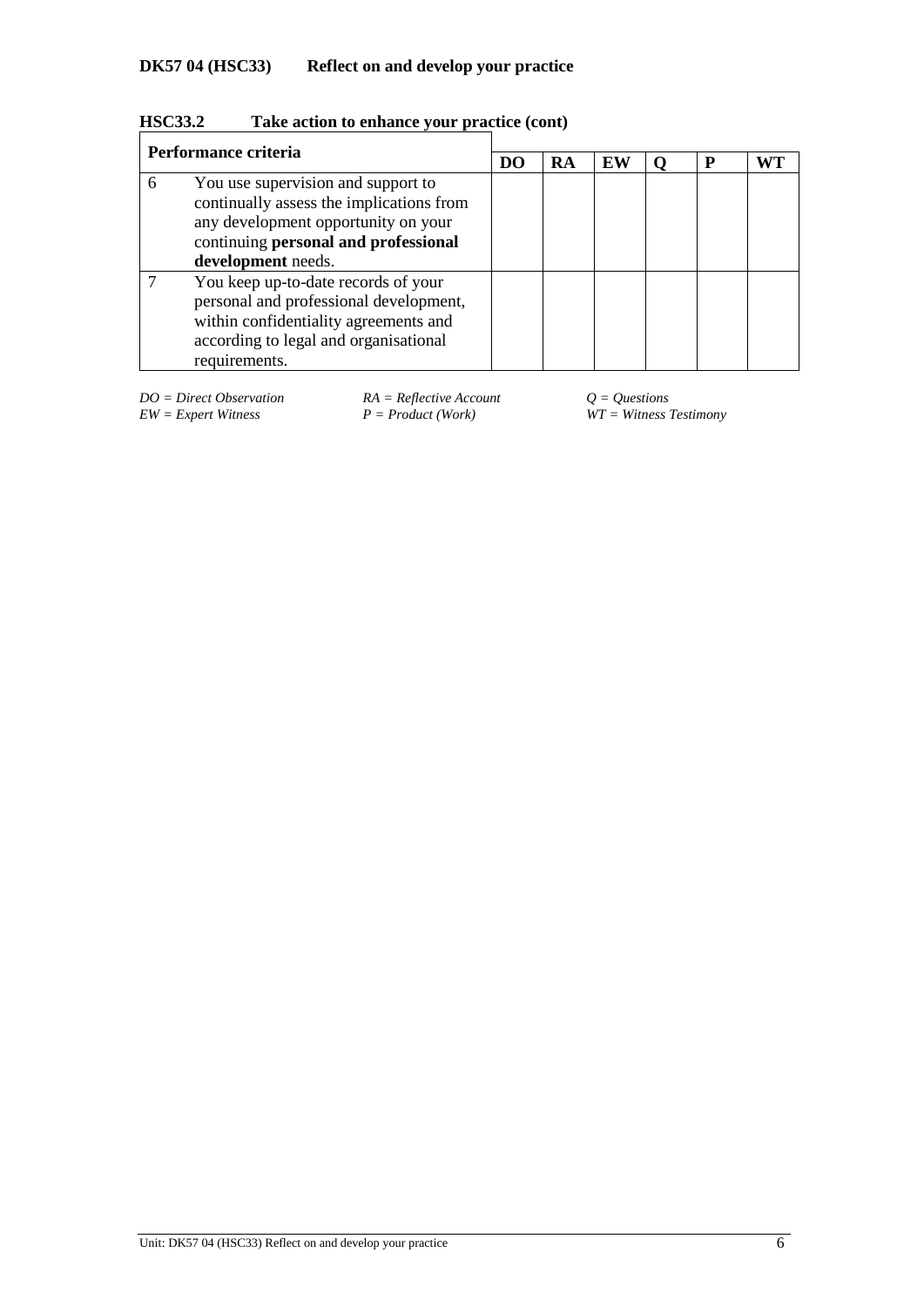### DK57 04 (HSC33) Reflect on and develop your practice

#### HSC33.2 Take action to enhance your practice (cont)

| Performance criteria | | DO | RA | EW | Q | P | WT |
|---|---|---|---|---|---|---|---|
| 6 | You use supervision and support to continually assess the implications from any development opportunity on your continuing **personal and professional development** needs. | | | | | | |
| 7 | You keep up-to-date records of your personal and professional development, within confidentiality agreements and according to legal and organisational requirements. | | | | | | |

*DO = Direct Observation* *RA = Reflective Account* *Q = Questions*
*EW = Expert Witness* *P = Product (Work)* *WT = Witness Testimony*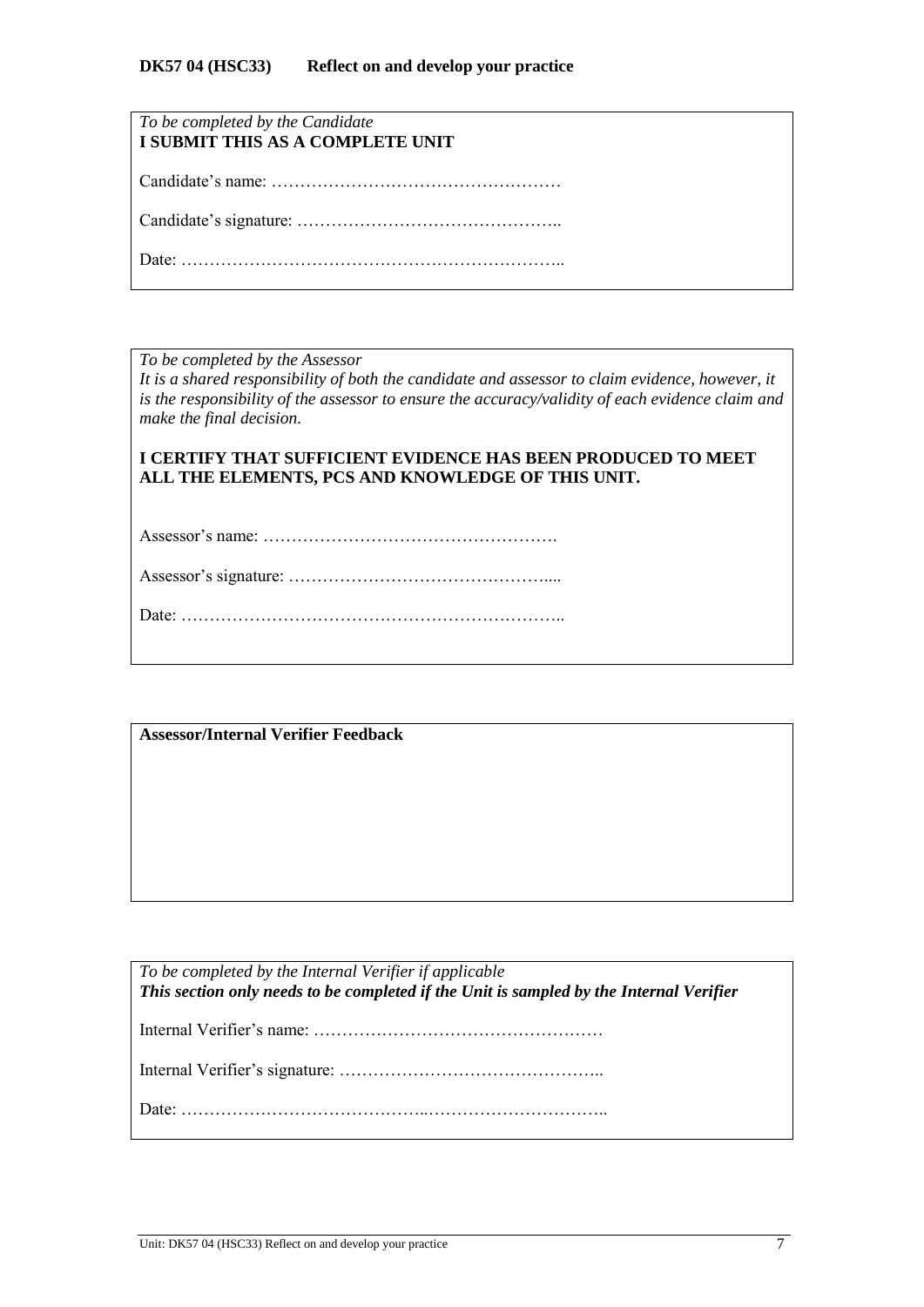**DK57 04 (HSC33) Reflect on and develop your practice**

*To be completed by the Candidate*
**I SUBMIT THIS AS A COMPLETE UNIT**

Candidate's name: ……………………………………………

Candidate's signature: ………………………………………..

Date: …………………………………………………………..

---

*To be completed by the Assessor*
*It is a shared responsibility of both the candidate and assessor to claim evidence, however, it is the responsibility of the assessor to ensure the accuracy/validity of each evidence claim and make the final decision.*

**I CERTIFY THAT SUFFICIENT EVIDENCE HAS BEEN PRODUCED TO MEET ALL THE ELEMENTS, PCS AND KNOWLEDGE OF THIS UNIT.**

Assessor's name: …………………………………………….

Assessor's signature: ……………………………………....

Date: …………………………………………………………..

---

**Assessor/Internal Verifier Feedback**

---

*To be completed by the Internal Verifier if applicable*
***This section only needs to be completed if the Unit is sampled by the Internal Verifier***

Internal Verifier's name: ……………………………………………

Internal Verifier's signature: ………………………………………..

Date: …………………………………..…………………………..